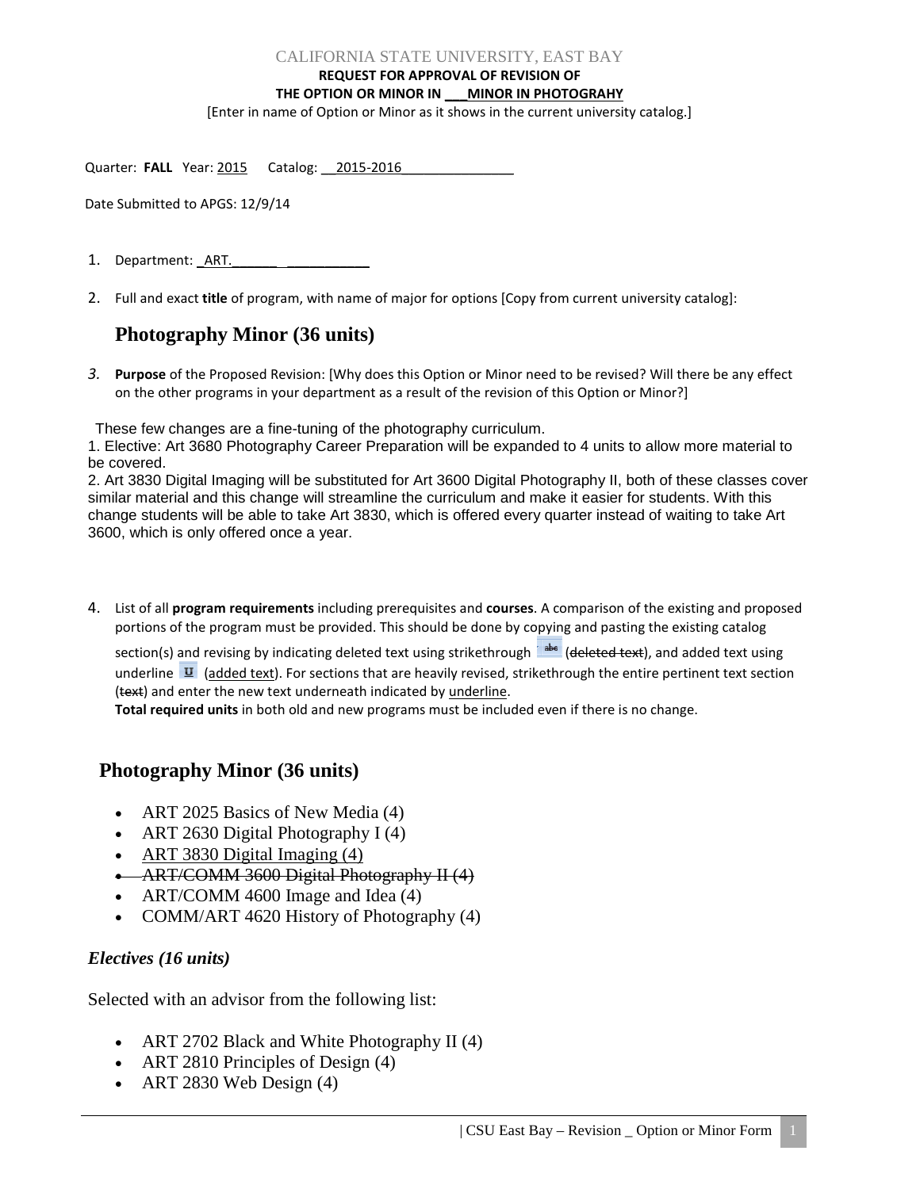CALIFORNIA STATE UNIVERSITY, EAST BAY

**REQUEST FOR APPROVAL OF REVISION OF**

**THE OPTION OR MINOR IN <u>___MINOR IN PHOTOGRAHY</u>**

[Enter in name of Option or Minor as it shows in the current university catalog.]

Quarter: **FALL** Year: <u>2015</u> Catalog: <u>__2015-2016_______________</u>

Date Submitted to APGS: 12/9/14

1. Department: <u>_ART.______ ___________</u>

2. Full and exact **title** of program, with name of major for options [Copy from current university catalog]:

## Photography Minor (36 units)

3. **Purpose** of the Proposed Revision: [Why does this Option or Minor need to be revised? Will there be any effect on the other programs in your department as a result of the revision of this Option or Minor?]

These few changes are a fine-tuning of the photography curriculum.

1. Elective: Art 3680 Photography Career Preparation will be expanded to 4 units to allow more material to be covered.
2. Art 3830 Digital Imaging will be substituted for Art 3600 Digital Photography II, both of these classes cover similar material and this change will streamline the curriculum and make it easier for students. With this change students will be able to take Art 3830, which is offered every quarter instead of waiting to take Art 3600, which is only offered once a year.

4. List of all **program requirements** including prerequisites and **courses**. A comparison of the existing and proposed portions of the program must be provided. This should be done by copying and pasting the existing catalog section(s) and revising by indicating deleted text using strikethrough (~~deleted text~~), and added text using underline (<u>added text</u>). For sections that are heavily revised, strikethrough the entire pertinent text section (~~text~~) and enter the new text underneath indicated by <u>underline</u>.
**Total required units** in both old and new programs must be included even if there is no change.

## Photography Minor (36 units)

- ART 2025 Basics of New Media (4)
- ART 2630 Digital Photography I (4)
- <u>ART 3830 Digital Imaging (4)</u>
- ~~ART/COMM 3600 Digital Photography II (4)~~
- ART/COMM 4600 Image and Idea (4)
- COMM/ART 4620 History of Photography (4)

### *Electives (16 units)*

Selected with an advisor from the following list:

- ART 2702 Black and White Photography II (4)
- ART 2810 Principles of Design (4)
- ART 2830 Web Design (4)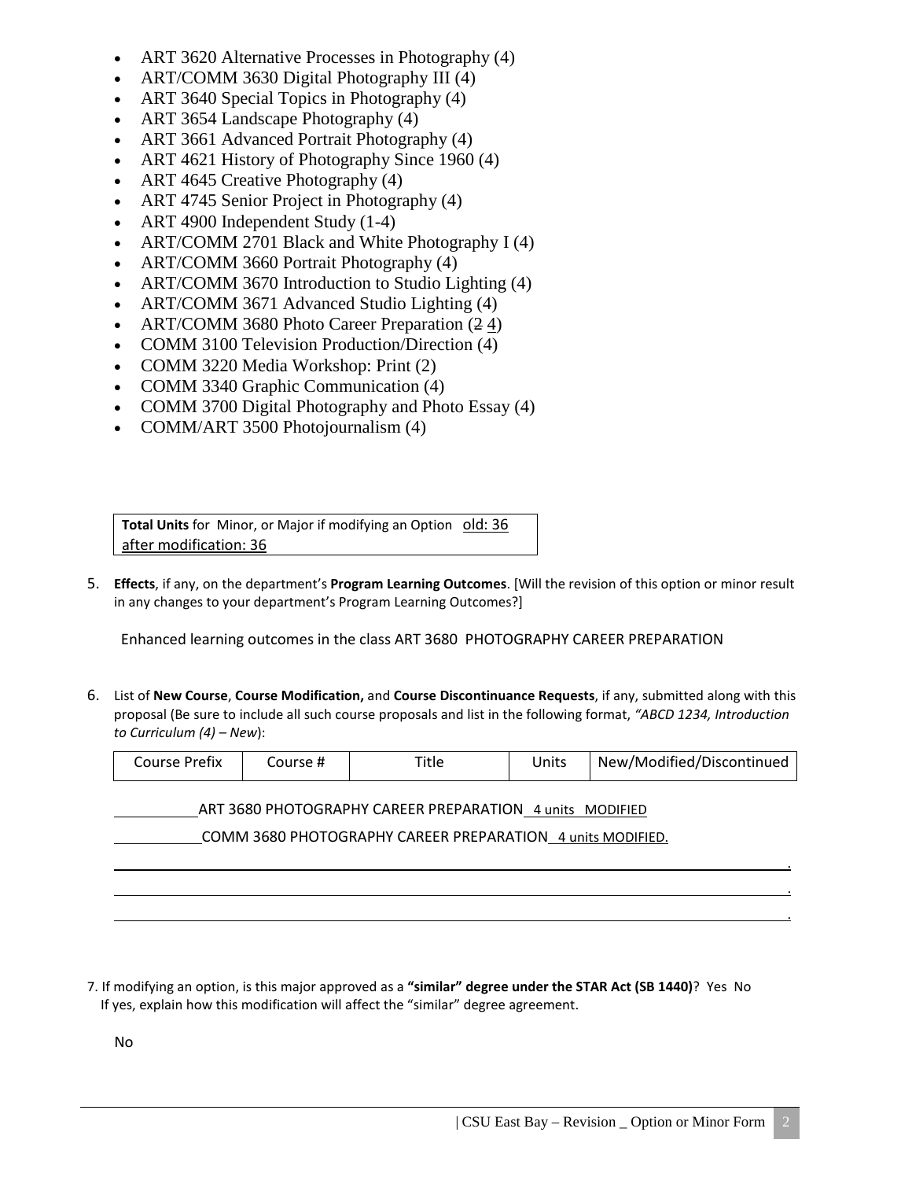- ART 3620 Alternative Processes in Photography (4)
- ART/COMM 3630 Digital Photography III (4)
- ART 3640 Special Topics in Photography (4)
- ART 3654 Landscape Photography (4)
- ART 3661 Advanced Portrait Photography (4)
- ART 4621 History of Photography Since 1960 (4)
- ART 4645 Creative Photography (4)
- ART 4745 Senior Project in Photography (4)
- ART 4900 Independent Study (1-4)
- ART/COMM 2701 Black and White Photography I (4)
- ART/COMM 3660 Portrait Photography (4)
- ART/COMM 3670 Introduction to Studio Lighting (4)
- ART/COMM 3671 Advanced Studio Lighting (4)
- ART/COMM 3680 Photo Career Preparation (~~2~~ 4)
- COMM 3100 Television Production/Direction (4)
- COMM 3220 Media Workshop: Print (2)
- COMM 3340 Graphic Communication (4)
- COMM 3700 Digital Photography and Photo Essay (4)
- COMM/ART 3500 Photojournalism (4)

**Total Units** for Minor, or Major if modifying an Option old: 36
after modification: 36

5. **Effects**, if any, on the department's **Program Learning Outcomes**. [Will the revision of this option or minor result in any changes to your department's Program Learning Outcomes?]

   Enhanced learning outcomes in the class ART 3680 PHOTOGRAPHY CAREER PREPARATION

6. List of **New Course**, **Course Modification,** and **Course Discontinuance Requests**, if any, submitted along with this proposal (Be sure to include all such course proposals and list in the following format, *"ABCD 1234, Introduction to Curriculum (4) – New*):

| Course Prefix | Course # | Title | Units | New/Modified/Discontinued |
|---|---|---|---|---|

ART 3680 PHOTOGRAPHY CAREER PREPARATION 4 units MODIFIED

COMM 3680 PHOTOGRAPHY CAREER PREPARATION 4 units MODIFIED.

7. If modifying an option, is this major approved as a **"similar" degree under the STAR Act (SB 1440)**? Yes No
   If yes, explain how this modification will affect the "similar" degree agreement.

   No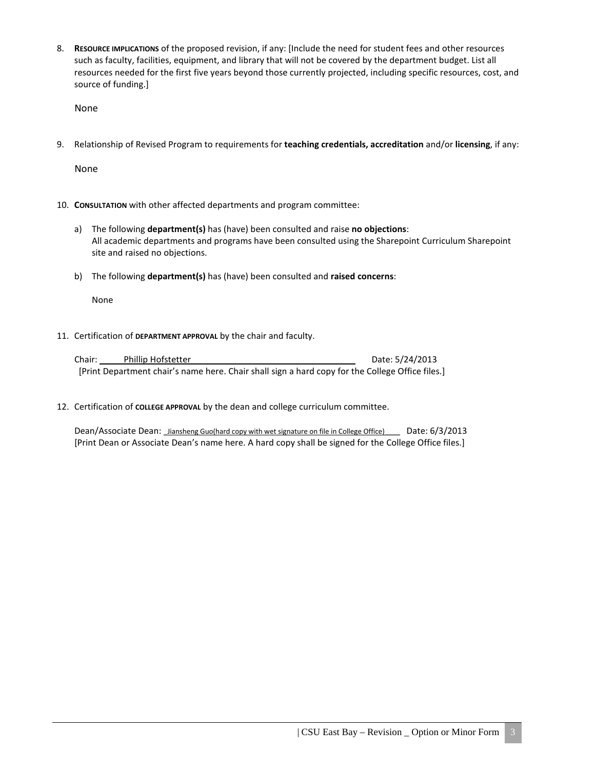8. **RESOURCE IMPLICATIONS** of the proposed revision, if any: [Include the need for student fees and other resources such as faculty, facilities, equipment, and library that will not be covered by the department budget. List all resources needed for the first five years beyond those currently projected, including specific resources, cost, and source of funding.]

   None

9. Relationship of Revised Program to requirements for **teaching credentials, accreditation** and/or **licensing**, if any:

   None

10. **CONSULTATION** with other affected departments and program committee:

    a) The following **department(s)** has (have) been consulted and raise **no objections**:
    All academic departments and programs have been consulted using the Sharepoint Curriculum Sharepoint site and raised no objections.

    b) The following **department(s)** has (have) been consulted and **raised concerns**:

    None

11. Certification of **DEPARTMENT APPROVAL** by the chair and faculty.

    Chair: Phillip Hofstetter Date: 5/24/2013
    [Print Department chair's name here. Chair shall sign a hard copy for the College Office files.]

12. Certification of **COLLEGE APPROVAL** by the dean and college curriculum committee.

    Dean/Associate Dean: Jiansheng Guo(hard copy with wet signature on file in College Office) Date: 6/3/2013
    [Print Dean or Associate Dean's name here. A hard copy shall be signed for the College Office files.]